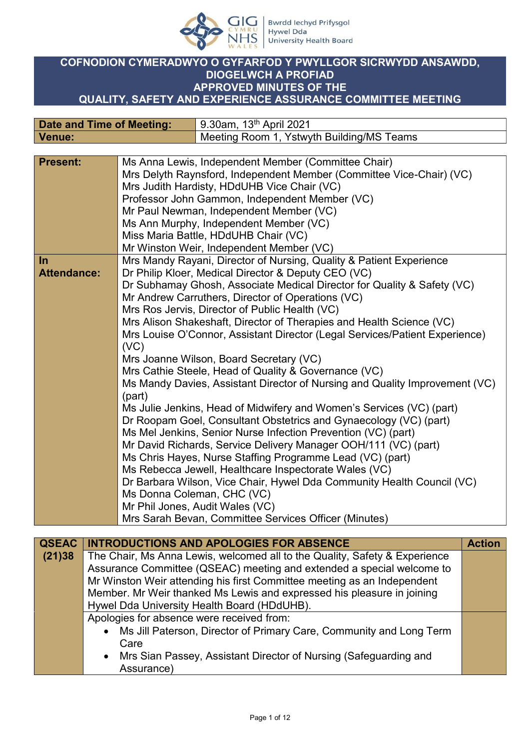# COFNODION CYMERADWYO O GYFARFOD Y PWYLLGOR SICRWYDD ANSAWDD, DIOGELWCH A PROFIAD
# APPROVED MINUTES OF THE QUALITY, SAFETY AND EXPERIENCE ASSURANCE COMMITTEE MEETING

| Date and Time of Meeting: | 9.30am, 13th April 2021 |
|---|---|
| Venue: | Meeting Room 1, Ystwyth Building/MS Teams |

| Present: | Ms Anna Lewis, Independent Member (Committee Chair)<br>Mrs Delyth Raynsford, Independent Member (Committee Vice-Chair) (VC)<br>Mrs Judith Hardisty, HDdUHB Vice Chair (VC)<br>Professor John Gammon, Independent Member (VC)<br>Mr Paul Newman, Independent Member (VC)<br>Ms Ann Murphy, Independent Member (VC)<br>Miss Maria Battle, HDdUHB Chair (VC)<br>Mr Winston Weir, Independent Member (VC) |
|---|---|
| In Attendance: | Mrs Mandy Rayani, Director of Nursing, Quality & Patient Experience<br>Dr Philip Kloer, Medical Director & Deputy CEO (VC)<br>Dr Subhamay Ghosh, Associate Medical Director for Quality & Safety (VC)<br>Mr Andrew Carruthers, Director of Operations (VC)<br>Mrs Ros Jervis, Director of Public Health (VC)<br>Mrs Alison Shakeshaft, Director of Therapies and Health Science (VC)<br>Mrs Louise O'Connor, Assistant Director (Legal Services/Patient Experience) (VC)<br>Mrs Joanne Wilson, Board Secretary (VC)<br>Mrs Cathie Steele, Head of Quality & Governance (VC)<br>Ms Mandy Davies, Assistant Director of Nursing and Quality Improvement (VC) (part)<br>Ms Julie Jenkins, Head of Midwifery and Women's Services (VC) (part)<br>Dr Roopam Goel, Consultant Obstetrics and Gynaecology (VC) (part)<br>Ms Mel Jenkins, Senior Nurse Infection Prevention (VC) (part)<br>Mr David Richards, Service Delivery Manager OOH/111 (VC) (part)<br>Ms Chris Hayes, Nurse Staffing Programme Lead (VC) (part)<br>Ms Rebecca Jewell, Healthcare Inspectorate Wales (VC)<br>Dr Barbara Wilson, Vice Chair, Hywel Dda Community Health Council (VC)<br>Ms Donna Coleman, CHC (VC)<br>Mr Phil Jones, Audit Wales (VC)<br>Mrs Sarah Bevan, Committee Services Officer (Minutes) |

| QSEAC (21)38 | INTRODUCTIONS AND APOLOGIES FOR ABSENCE | Action |
|---|---|---|
| | The Chair, Ms Anna Lewis, welcomed all to the Quality, Safety & Experience Assurance Committee (QSEAC) meeting and extended a special welcome to Mr Winston Weir attending his first Committee meeting as an Independent Member. Mr Weir thanked Ms Lewis and expressed his pleasure in joining Hywel Dda University Health Board (HDdUHB). | |
| | Apologies for absence were received from:<br>• Ms Jill Paterson, Director of Primary Care, Community and Long Term Care<br>• Mrs Sian Passey, Assistant Director of Nursing (Safeguarding and Assurance) | |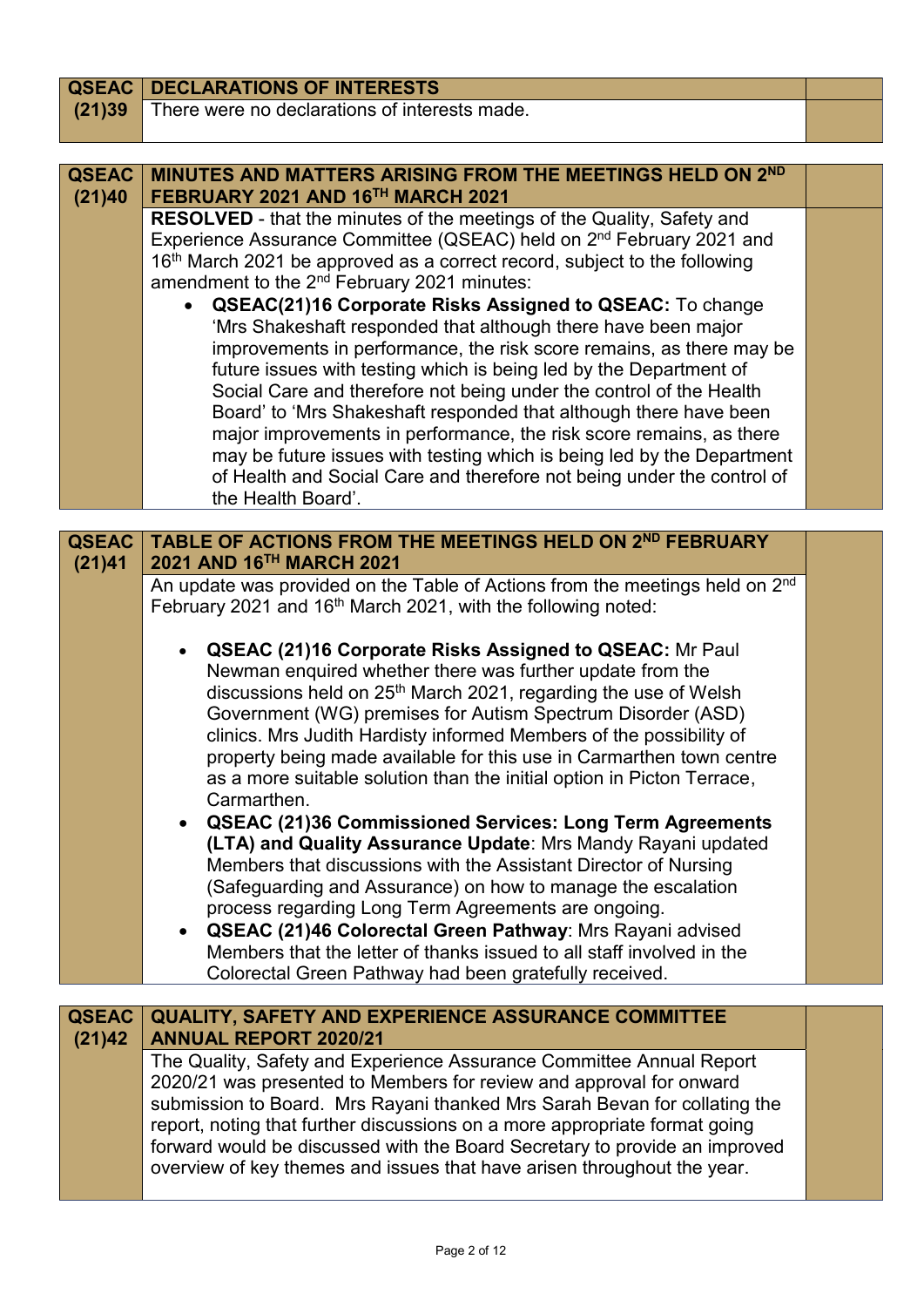| QSEAC (21)39 | DECLARATIONS OF INTERESTS | |
|---|---|---|
| | There were no declarations of interests made. | |

| QSEAC (21)40 | MINUTES AND MATTERS ARISING FROM THE MEETINGS HELD ON 2ND FEBRUARY 2021 AND 16TH MARCH 2021 | |
|---|---|---|
| | **RESOLVED** - that the minutes of the meetings of the Quality, Safety and Experience Assurance Committee (QSEAC) held on 2nd February 2021 and 16th March 2021 be approved as a correct record, subject to the following amendment to the 2nd February 2021 minutes:<br>• **QSEAC(21)16 Corporate Risks Assigned to QSEAC:** To change 'Mrs Shakeshaft responded that although there have been major improvements in performance, the risk score remains, as there may be future issues with testing which is being led by the Department of Social Care and therefore not being under the control of the Health Board' to 'Mrs Shakeshaft responded that although there have been major improvements in performance, the risk score remains, as there may be future issues with testing which is being led by the Department of Health and Social Care and therefore not being under the control of the Health Board'. | |

| QSEAC (21)41 | TABLE OF ACTIONS FROM THE MEETINGS HELD ON 2ND FEBRUARY 2021 AND 16TH MARCH 2021 | |
|---|---|---|
| | An update was provided on the Table of Actions from the meetings held on 2nd February 2021 and 16th March 2021, with the following noted:<br><br>• **QSEAC (21)16 Corporate Risks Assigned to QSEAC:** Mr Paul Newman enquired whether there was further update from the discussions held on 25th March 2021, regarding the use of Welsh Government (WG) premises for Autism Spectrum Disorder (ASD) clinics. Mrs Judith Hardisty informed Members of the possibility of property being made available for this use in Carmarthen town centre as a more suitable solution than the initial option in Picton Terrace, Carmarthen.<br>• **QSEAC (21)36 Commissioned Services: Long Term Agreements (LTA) and Quality Assurance Update**: Mrs Mandy Rayani updated Members that discussions with the Assistant Director of Nursing (Safeguarding and Assurance) on how to manage the escalation process regarding Long Term Agreements are ongoing.<br>• **QSEAC (21)46 Colorectal Green Pathway**: Mrs Rayani advised Members that the letter of thanks issued to all staff involved in the Colorectal Green Pathway had been gratefully received. | |

| QSEAC (21)42 | QUALITY, SAFETY AND EXPERIENCE ASSURANCE COMMITTEE ANNUAL REPORT 2020/21 | |
|---|---|---|
| | The Quality, Safety and Experience Assurance Committee Annual Report 2020/21 was presented to Members for review and approval for onward submission to Board. Mrs Rayani thanked Mrs Sarah Bevan for collating the report, noting that further discussions on a more appropriate format going forward would be discussed with the Board Secretary to provide an improved overview of key themes and issues that have arisen throughout the year. | |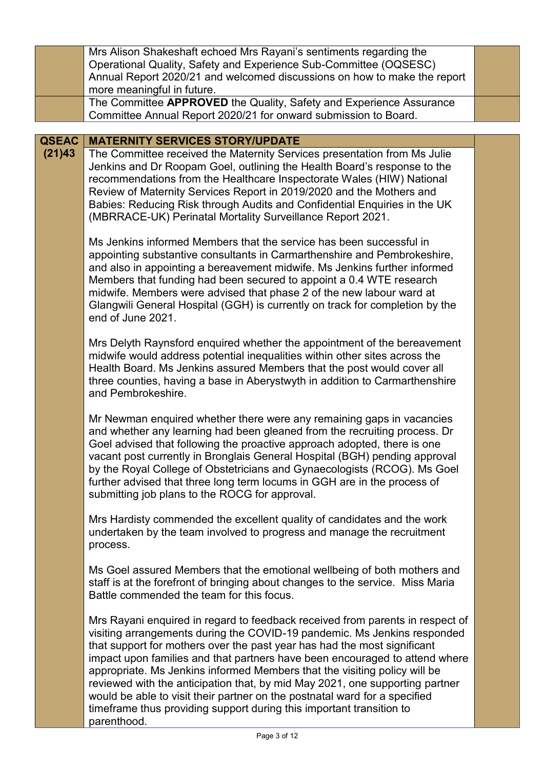| | | |
|---|---|---|
| | Mrs Alison Shakeshaft echoed Mrs Rayani's sentiments regarding the Operational Quality, Safety and Experience Sub-Committee (OQSESC) Annual Report 2020/21 and welcomed discussions on how to make the report more meaningful in future. | |
| | The Committee **APPROVED** the Quality, Safety and Experience Assurance Committee Annual Report 2020/21 for onward submission to Board. | |

| | | |
|---|---|---|
| **QSEAC (21)43** | **MATERNITY SERVICES STORY/UPDATE** | |
| | The Committee received the Maternity Services presentation from Ms Julie Jenkins and Dr Roopam Goel, outlining the Health Board's response to the recommendations from the Healthcare Inspectorate Wales (HIW) National Review of Maternity Services Report in 2019/2020 and the Mothers and Babies: Reducing Risk through Audits and Confidential Enquiries in the UK (MBRRACE-UK) Perinatal Mortality Surveillance Report 2021.<br><br>Ms Jenkins informed Members that the service has been successful in appointing substantive consultants in Carmarthenshire and Pembrokeshire, and also in appointing a bereavement midwife. Ms Jenkins further informed Members that funding had been secured to appoint a 0.4 WTE research midwife. Members were advised that phase 2 of the new labour ward at Glangwili General Hospital (GGH) is currently on track for completion by the end of June 2021.<br><br>Mrs Delyth Raynsford enquired whether the appointment of the bereavement midwife would address potential inequalities within other sites across the Health Board. Ms Jenkins assured Members that the post would cover all three counties, having a base in Aberystwyth in addition to Carmarthenshire and Pembrokeshire.<br><br>Mr Newman enquired whether there were any remaining gaps in vacancies and whether any learning had been gleaned from the recruiting process. Dr Goel advised that following the proactive approach adopted, there is one vacant post currently in Bronglais General Hospital (BGH) pending approval by the Royal College of Obstetricians and Gynaecologists (RCOG). Ms Goel further advised that three long term locums in GGH are in the process of submitting job plans to the ROCG for approval.<br><br>Mrs Hardisty commended the excellent quality of candidates and the work undertaken by the team involved to progress and manage the recruitment process.<br><br>Ms Goel assured Members that the emotional wellbeing of both mothers and staff is at the forefront of bringing about changes to the service. Miss Maria Battle commended the team for this focus.<br><br>Mrs Rayani enquired in regard to feedback received from parents in respect of visiting arrangements during the COVID-19 pandemic. Ms Jenkins responded that support for mothers over the past year has had the most significant impact upon families and that partners have been encouraged to attend where appropriate. Ms Jenkins informed Members that the visiting policy will be reviewed with the anticipation that, by mid May 2021, one supporting partner would be able to visit their partner on the postnatal ward for a specified timeframe thus providing support during this important transition to parenthood. | |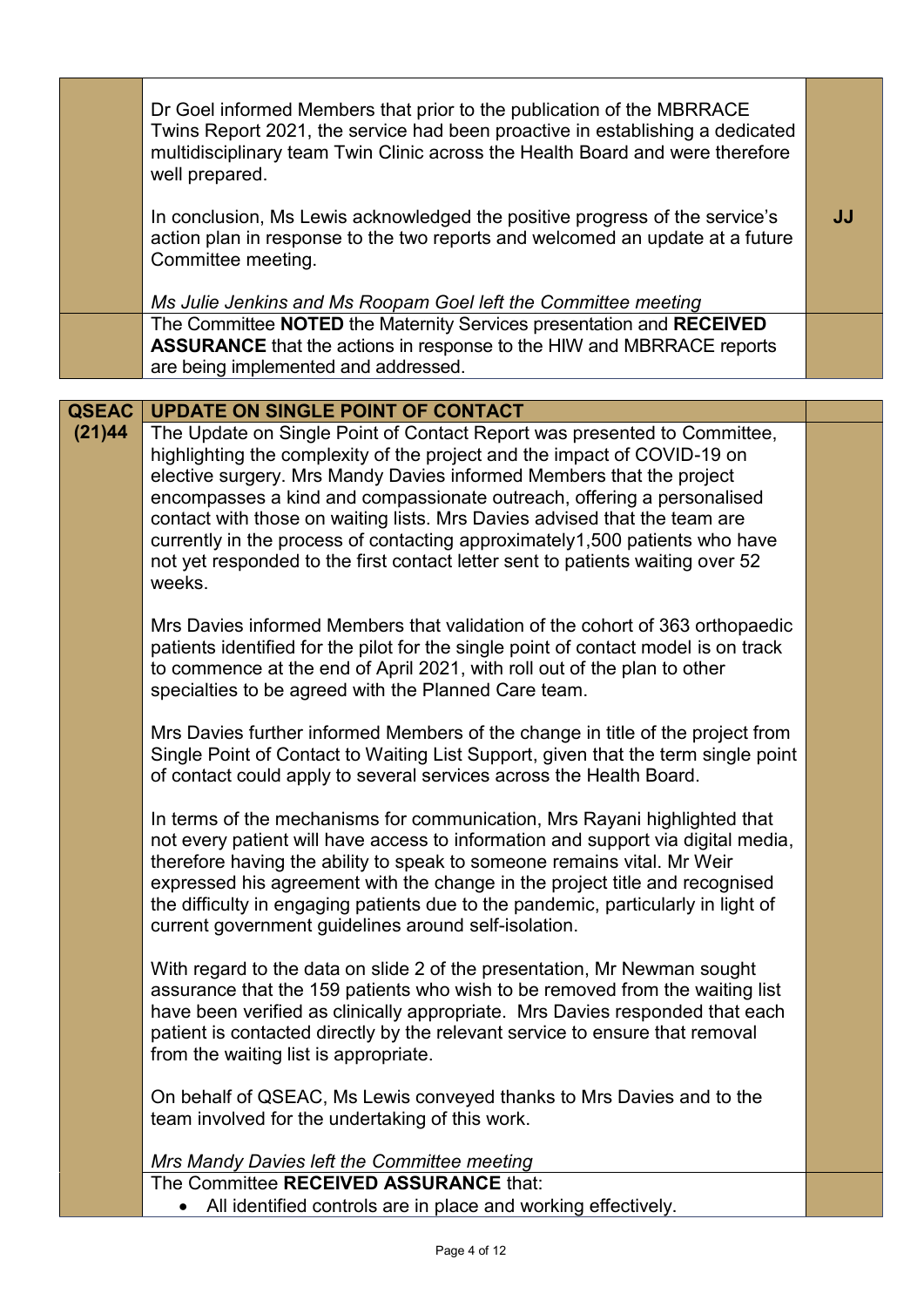| | | |
|---|---|---|
| | Dr Goel informed Members that prior to the publication of the MBRRACE Twins Report 2021, the service had been proactive in establishing a dedicated multidisciplinary team Twin Clinic across the Health Board and were therefore well prepared.<br><br>In conclusion, Ms Lewis acknowledged the positive progress of the service's action plan in response to the two reports and welcomed an update at a future Committee meeting.<br><br>*Ms Julie Jenkins and Ms Roopam Goel left the Committee meeting* | **JJ** |
| | The Committee **NOTED** the Maternity Services presentation and **RECEIVED ASSURANCE** that the actions in response to the HIW and MBRRACE reports are being implemented and addressed. | |

| | | |
|---|---|---|
| **QSEAC (21)44** | **UPDATE ON SINGLE POINT OF CONTACT** | |
| | The Update on Single Point of Contact Report was presented to Committee, highlighting the complexity of the project and the impact of COVID-19 on elective surgery. Mrs Mandy Davies informed Members that the project encompasses a kind and compassionate outreach, offering a personalised contact with those on waiting lists. Mrs Davies advised that the team are currently in the process of contacting approximately1,500 patients who have not yet responded to the first contact letter sent to patients waiting over 52 weeks.<br><br>Mrs Davies informed Members that validation of the cohort of 363 orthopaedic patients identified for the pilot for the single point of contact model is on track to commence at the end of April 2021, with roll out of the plan to other specialties to be agreed with the Planned Care team.<br><br>Mrs Davies further informed Members of the change in title of the project from Single Point of Contact to Waiting List Support, given that the term single point of contact could apply to several services across the Health Board.<br><br>In terms of the mechanisms for communication, Mrs Rayani highlighted that not every patient will have access to information and support via digital media, therefore having the ability to speak to someone remains vital. Mr Weir expressed his agreement with the change in the project title and recognised the difficulty in engaging patients due to the pandemic, particularly in light of current government guidelines around self-isolation.<br><br>With regard to the data on slide 2 of the presentation, Mr Newman sought assurance that the 159 patients who wish to be removed from the waiting list have been verified as clinically appropriate. Mrs Davies responded that each patient is contacted directly by the relevant service to ensure that removal from the waiting list is appropriate.<br><br>On behalf of QSEAC, Ms Lewis conveyed thanks to Mrs Davies and to the team involved for the undertaking of this work.<br><br>*Mrs Mandy Davies left the Committee meeting* | |
| | The Committee **RECEIVED ASSURANCE** that:<br>• All identified controls are in place and working effectively. | |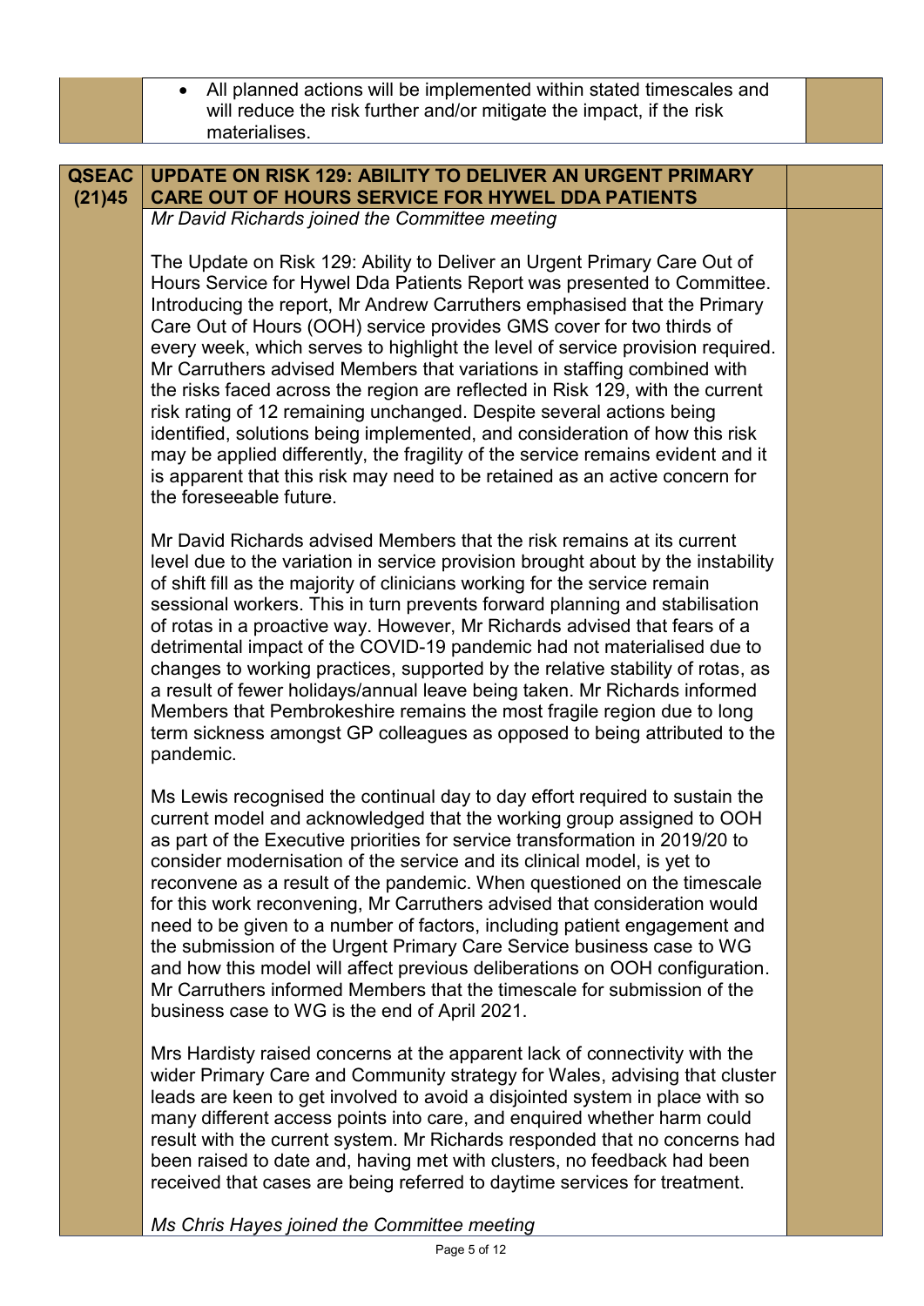- All planned actions will be implemented within stated timescales and will reduce the risk further and/or mitigate the impact, if the risk materialises.

**QSEAC (21)45** **UPDATE ON RISK 129: ABILITY TO DELIVER AN URGENT PRIMARY CARE OUT OF HOURS SERVICE FOR HYWEL DDA PATIENTS**

*Mr David Richards joined the Committee meeting*

The Update on Risk 129: Ability to Deliver an Urgent Primary Care Out of Hours Service for Hywel Dda Patients Report was presented to Committee. Introducing the report, Mr Andrew Carruthers emphasised that the Primary Care Out of Hours (OOH) service provides GMS cover for two thirds of every week, which serves to highlight the level of service provision required. Mr Carruthers advised Members that variations in staffing combined with the risks faced across the region are reflected in Risk 129, with the current risk rating of 12 remaining unchanged. Despite several actions being identified, solutions being implemented, and consideration of how this risk may be applied differently, the fragility of the service remains evident and it is apparent that this risk may need to be retained as an active concern for the foreseeable future.

Mr David Richards advised Members that the risk remains at its current level due to the variation in service provision brought about by the instability of shift fill as the majority of clinicians working for the service remain sessional workers. This in turn prevents forward planning and stabilisation of rotas in a proactive way. However, Mr Richards advised that fears of a detrimental impact of the COVID-19 pandemic had not materialised due to changes to working practices, supported by the relative stability of rotas, as a result of fewer holidays/annual leave being taken. Mr Richards informed Members that Pembrokeshire remains the most fragile region due to long term sickness amongst GP colleagues as opposed to being attributed to the pandemic.

Ms Lewis recognised the continual day to day effort required to sustain the current model and acknowledged that the working group assigned to OOH as part of the Executive priorities for service transformation in 2019/20 to consider modernisation of the service and its clinical model, is yet to reconvene as a result of the pandemic. When questioned on the timescale for this work reconvening, Mr Carruthers advised that consideration would need to be given to a number of factors, including patient engagement and the submission of the Urgent Primary Care Service business case to WG and how this model will affect previous deliberations on OOH configuration. Mr Carruthers informed Members that the timescale for submission of the business case to WG is the end of April 2021.

Mrs Hardisty raised concerns at the apparent lack of connectivity with the wider Primary Care and Community strategy for Wales, advising that cluster leads are keen to get involved to avoid a disjointed system in place with so many different access points into care, and enquired whether harm could result with the current system. Mr Richards responded that no concerns had been raised to date and, having met with clusters, no feedback had been received that cases are being referred to daytime services for treatment.

*Ms Chris Hayes joined the Committee meeting*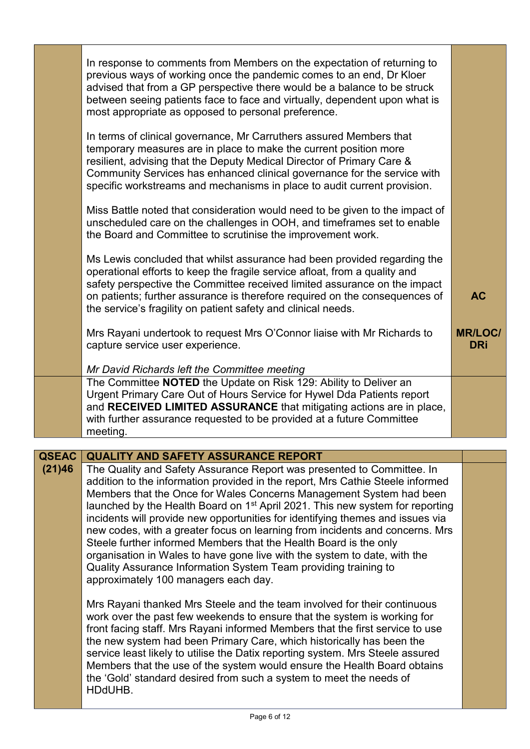| | | |
|---|---|---|
| | In response to comments from Members on the expectation of returning to previous ways of working once the pandemic comes to an end, Dr Kloer advised that from a GP perspective there would be a balance to be struck between seeing patients face to face and virtually, dependent upon what is most appropriate as opposed to personal preference.<br><br>In terms of clinical governance, Mr Carruthers assured Members that temporary measures are in place to make the current position more resilient, advising that the Deputy Medical Director of Primary Care & Community Services has enhanced clinical governance for the service with specific workstreams and mechanisms in place to audit current provision.<br><br>Miss Battle noted that consideration would need to be given to the impact of unscheduled care on the challenges in OOH, and timeframes set to enable the Board and Committee to scrutinise the improvement work.<br><br>Ms Lewis concluded that whilst assurance had been provided regarding the operational efforts to keep the fragile service afloat, from a quality and safety perspective the Committee received limited assurance on the impact on patients; further assurance is therefore required on the consequences of the service's fragility on patient safety and clinical needs.<br><br>Mrs Rayani undertook to request Mrs O'Connor liaise with Mr Richards to capture service user experience.<br><br>*Mr David Richards left the Committee meeting* | **AC**<br><br>**MR/LOC/ DRi** |
| | The Committee **NOTED** the Update on Risk 129: Ability to Deliver an Urgent Primary Care Out of Hours Service for Hywel Dda Patients report and **RECEIVED LIMITED ASSURANCE** that mitigating actions are in place, with further assurance requested to be provided at a future Committee meeting. | |

| | | |
|---|---|---|
| **QSEAC (21)46** | **QUALITY AND SAFETY ASSURANCE REPORT** | |
| | The Quality and Safety Assurance Report was presented to Committee. In addition to the information provided in the report, Mrs Cathie Steele informed Members that the Once for Wales Concerns Management System had been launched by the Health Board on 1st April 2021. This new system for reporting incidents will provide new opportunities for identifying themes and issues via new codes, with a greater focus on learning from incidents and concerns. Mrs Steele further informed Members that the Health Board is the only organisation in Wales to have gone live with the system to date, with the Quality Assurance Information System Team providing training to approximately 100 managers each day.<br><br>Mrs Rayani thanked Mrs Steele and the team involved for their continuous work over the past few weekends to ensure that the system is working for front facing staff. Mrs Rayani informed Members that the first service to use the new system had been Primary Care, which historically has been the service least likely to utilise the Datix reporting system. Mrs Steele assured Members that the use of the system would ensure the Health Board obtains the 'Gold' standard desired from such a system to meet the needs of HDdUHB. | |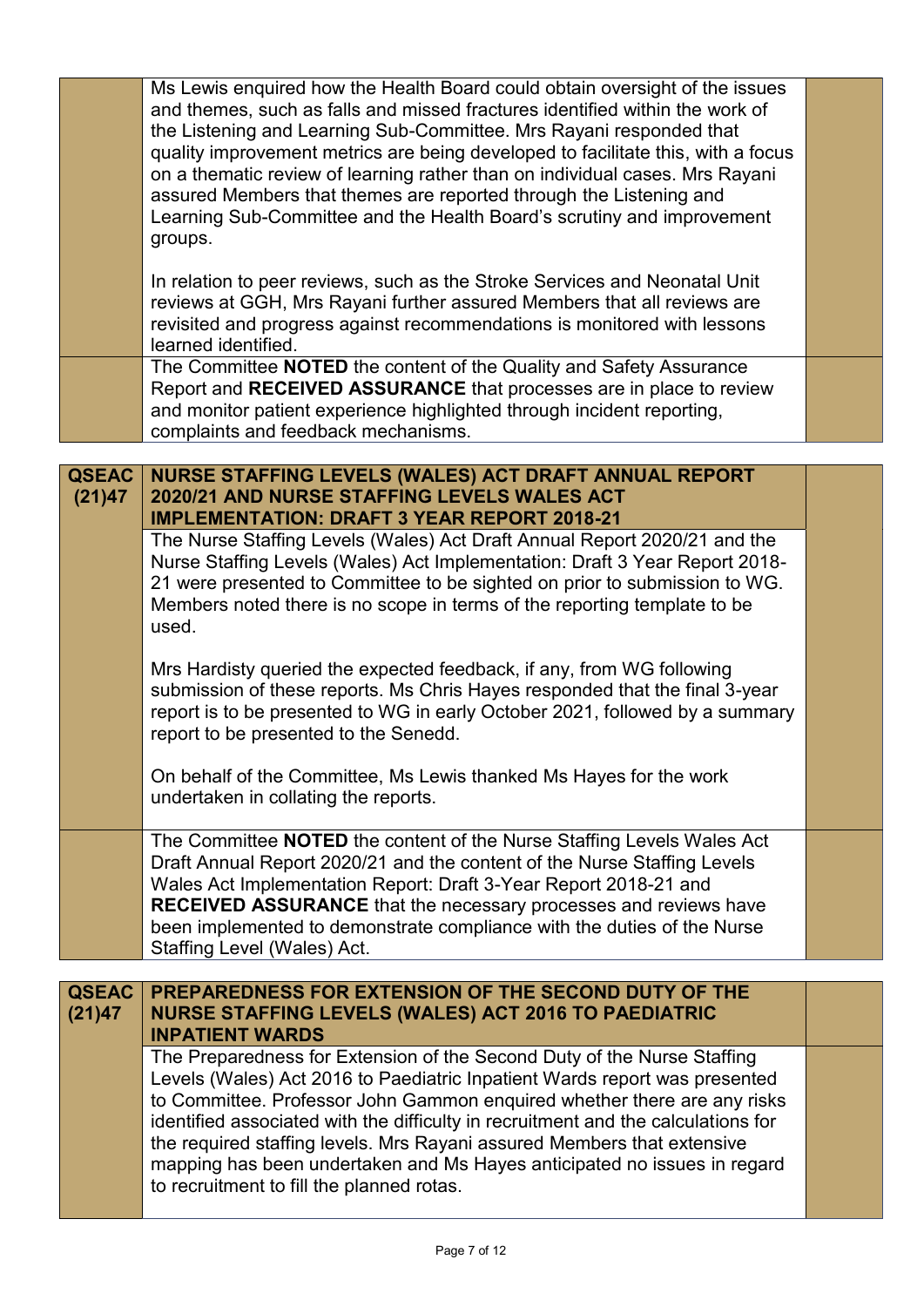| | | |
|---|---|---|
| | Ms Lewis enquired how the Health Board could obtain oversight of the issues and themes, such as falls and missed fractures identified within the work of the Listening and Learning Sub-Committee. Mrs Rayani responded that quality improvement metrics are being developed to facilitate this, with a focus on a thematic review of learning rather than on individual cases. Mrs Rayani assured Members that themes are reported through the Listening and Learning Sub-Committee and the Health Board's scrutiny and improvement groups.<br><br>In relation to peer reviews, such as the Stroke Services and Neonatal Unit reviews at GGH, Mrs Rayani further assured Members that all reviews are revisited and progress against recommendations is monitored with lessons learned identified. | |
| | The Committee **NOTED** the content of the Quality and Safety Assurance Report and **RECEIVED ASSURANCE** that processes are in place to review and monitor patient experience highlighted through incident reporting, complaints and feedback mechanisms. | |

| | | |
|---|---|---|
| **QSEAC (21)47** | **NURSE STAFFING LEVELS (WALES) ACT DRAFT ANNUAL REPORT 2020/21 AND NURSE STAFFING LEVELS WALES ACT IMPLEMENTATION: DRAFT 3 YEAR REPORT 2018-21** | |
| | The Nurse Staffing Levels (Wales) Act Draft Annual Report 2020/21 and the Nurse Staffing Levels (Wales) Act Implementation: Draft 3 Year Report 2018-21 were presented to Committee to be sighted on prior to submission to WG. Members noted there is no scope in terms of the reporting template to be used.<br><br>Mrs Hardisty queried the expected feedback, if any, from WG following submission of these reports. Ms Chris Hayes responded that the final 3-year report is to be presented to WG in early October 2021, followed by a summary report to be presented to the Senedd.<br><br>On behalf of the Committee, Ms Lewis thanked Ms Hayes for the work undertaken in collating the reports. | |
| | The Committee **NOTED** the content of the Nurse Staffing Levels Wales Act Draft Annual Report 2020/21 and the content of the Nurse Staffing Levels Wales Act Implementation Report: Draft 3-Year Report 2018-21 and **RECEIVED ASSURANCE** that the necessary processes and reviews have been implemented to demonstrate compliance with the duties of the Nurse Staffing Level (Wales) Act. | |

| | | |
|---|---|---|
| **QSEAC (21)47** | **PREPAREDNESS FOR EXTENSION OF THE SECOND DUTY OF THE NURSE STAFFING LEVELS (WALES) ACT 2016 TO PAEDIATRIC INPATIENT WARDS** | |
| | The Preparedness for Extension of the Second Duty of the Nurse Staffing Levels (Wales) Act 2016 to Paediatric Inpatient Wards report was presented to Committee. Professor John Gammon enquired whether there are any risks identified associated with the difficulty in recruitment and the calculations for the required staffing levels. Mrs Rayani assured Members that extensive mapping has been undertaken and Ms Hayes anticipated no issues in regard to recruitment to fill the planned rotas. | |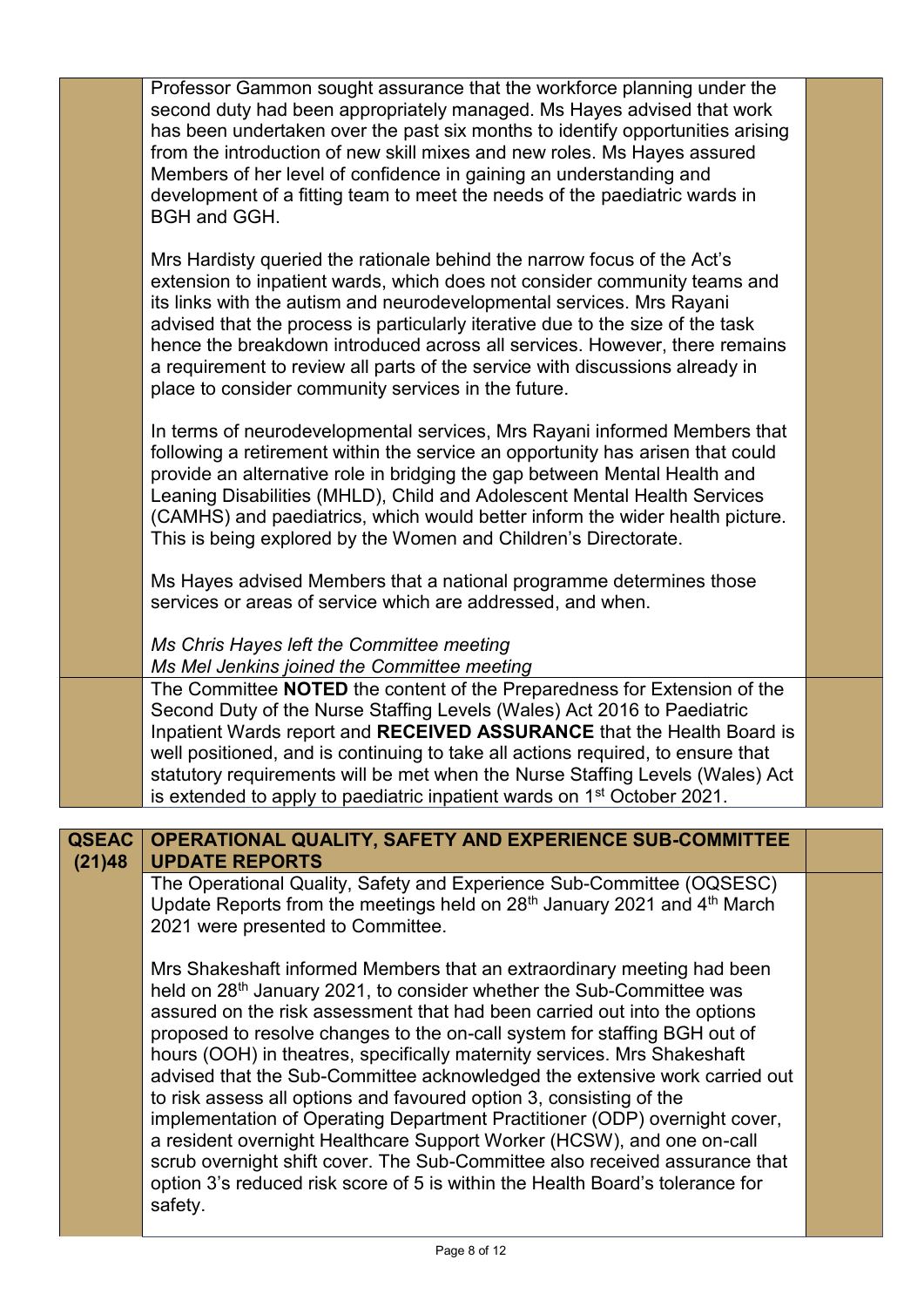| | | |
|---|---|---|
| | Professor Gammon sought assurance that the workforce planning under the second duty had been appropriately managed. Ms Hayes advised that work has been undertaken over the past six months to identify opportunities arising from the introduction of new skill mixes and new roles. Ms Hayes assured Members of her level of confidence in gaining an understanding and development of a fitting team to meet the needs of the paediatric wards in BGH and GGH.<br><br>Mrs Hardisty queried the rationale behind the narrow focus of the Act's extension to inpatient wards, which does not consider community teams and its links with the autism and neurodevelopmental services. Mrs Rayani advised that the process is particularly iterative due to the size of the task hence the breakdown introduced across all services. However, there remains a requirement to review all parts of the service with discussions already in place to consider community services in the future.<br><br>In terms of neurodevelopmental services, Mrs Rayani informed Members that following a retirement within the service an opportunity has arisen that could provide an alternative role in bridging the gap between Mental Health and Leaning Disabilities (MHLD), Child and Adolescent Mental Health Services (CAMHS) and paediatrics, which would better inform the wider health picture. This is being explored by the Women and Children's Directorate.<br><br>Ms Hayes advised Members that a national programme determines those services or areas of service which are addressed, and when.<br><br>*Ms Chris Hayes left the Committee meeting*<br>*Ms Mel Jenkins joined the Committee meeting* | |
| | The Committee **NOTED** the content of the Preparedness for Extension of the Second Duty of the Nurse Staffing Levels (Wales) Act 2016 to Paediatric Inpatient Wards report and **RECEIVED ASSURANCE** that the Health Board is well positioned, and is continuing to take all actions required, to ensure that statutory requirements will be met when the Nurse Staffing Levels (Wales) Act is extended to apply to paediatric inpatient wards on 1st October 2021. | |

| | | |
|---|---|---|
| **QSEAC (21)48** | **OPERATIONAL QUALITY, SAFETY AND EXPERIENCE SUB-COMMITTEE UPDATE REPORTS** | |
| | The Operational Quality, Safety and Experience Sub-Committee (OQSESC) Update Reports from the meetings held on 28th January 2021 and 4th March 2021 were presented to Committee.<br><br>Mrs Shakeshaft informed Members that an extraordinary meeting had been held on 28th January 2021, to consider whether the Sub-Committee was assured on the risk assessment that had been carried out into the options proposed to resolve changes to the on-call system for staffing BGH out of hours (OOH) in theatres, specifically maternity services. Mrs Shakeshaft advised that the Sub-Committee acknowledged the extensive work carried out to risk assess all options and favoured option 3, consisting of the implementation of Operating Department Practitioner (ODP) overnight cover, a resident overnight Healthcare Support Worker (HCSW), and one on-call scrub overnight shift cover. The Sub-Committee also received assurance that option 3's reduced risk score of 5 is within the Health Board's tolerance for safety. | |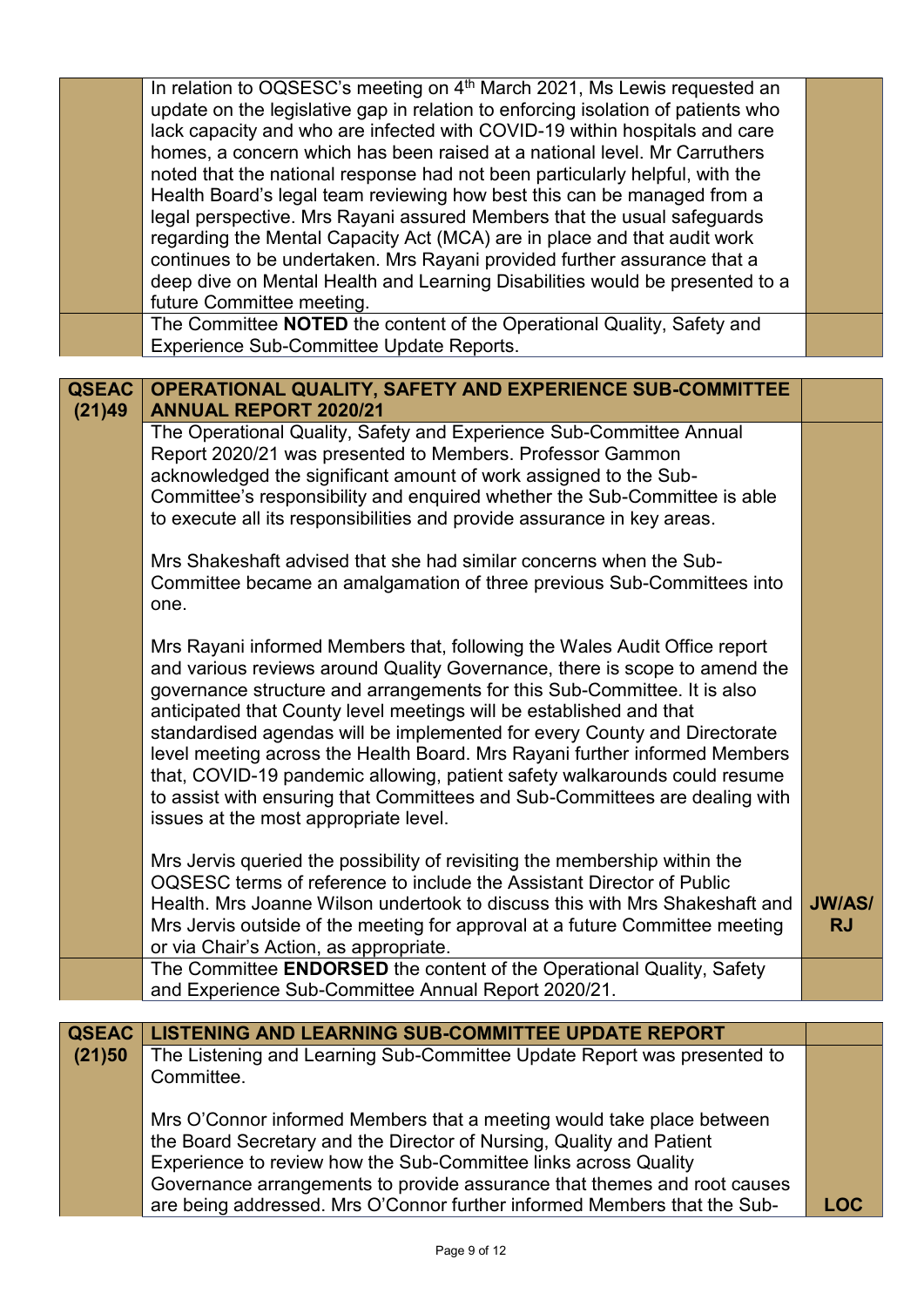| | | |
|---|---|---|
| | In relation to OQSESC's meeting on 4th March 2021, Ms Lewis requested an update on the legislative gap in relation to enforcing isolation of patients who lack capacity and who are infected with COVID-19 within hospitals and care homes, a concern which has been raised at a national level. Mr Carruthers noted that the national response had not been particularly helpful, with the Health Board's legal team reviewing how best this can be managed from a legal perspective. Mrs Rayani assured Members that the usual safeguards regarding the Mental Capacity Act (MCA) are in place and that audit work continues to be undertaken. Mrs Rayani provided further assurance that a deep dive on Mental Health and Learning Disabilities would be presented to a future Committee meeting. | |
| | The Committee **NOTED** the content of the Operational Quality, Safety and Experience Sub-Committee Update Reports. | |

| | | |
|---|---|---|
| **QSEAC (21)49** | **OPERATIONAL QUALITY, SAFETY AND EXPERIENCE SUB-COMMITTEE ANNUAL REPORT 2020/21** | |
| | The Operational Quality, Safety and Experience Sub-Committee Annual Report 2020/21 was presented to Members. Professor Gammon acknowledged the significant amount of work assigned to the Sub-Committee's responsibility and enquired whether the Sub-Committee is able to execute all its responsibilities and provide assurance in key areas.<br><br>Mrs Shakeshaft advised that she had similar concerns when the Sub-Committee became an amalgamation of three previous Sub-Committees into one.<br><br>Mrs Rayani informed Members that, following the Wales Audit Office report and various reviews around Quality Governance, there is scope to amend the governance structure and arrangements for this Sub-Committee. It is also anticipated that County level meetings will be established and that standardised agendas will be implemented for every County and Directorate level meeting across the Health Board. Mrs Rayani further informed Members that, COVID-19 pandemic allowing, patient safety walkarounds could resume to assist with ensuring that Committees and Sub-Committees are dealing with issues at the most appropriate level.<br><br>Mrs Jervis queried the possibility of revisiting the membership within the OQSESC terms of reference to include the Assistant Director of Public Health. Mrs Joanne Wilson undertook to discuss this with Mrs Shakeshaft and Mrs Jervis outside of the meeting for approval at a future Committee meeting or via Chair's Action, as appropriate. | **JW/AS/ RJ** |
| | The Committee **ENDORSED** the content of the Operational Quality, Safety and Experience Sub-Committee Annual Report 2020/21. | |

| | | |
|---|---|---|
| **QSEAC (21)50** | **LISTENING AND LEARNING SUB-COMMITTEE UPDATE REPORT** | |
| | The Listening and Learning Sub-Committee Update Report was presented to Committee.<br><br>Mrs O'Connor informed Members that a meeting would take place between the Board Secretary and the Director of Nursing, Quality and Patient Experience to review how the Sub-Committee links across Quality Governance arrangements to provide assurance that themes and root causes are being addressed. Mrs O'Connor further informed Members that the Sub- | **LOC** |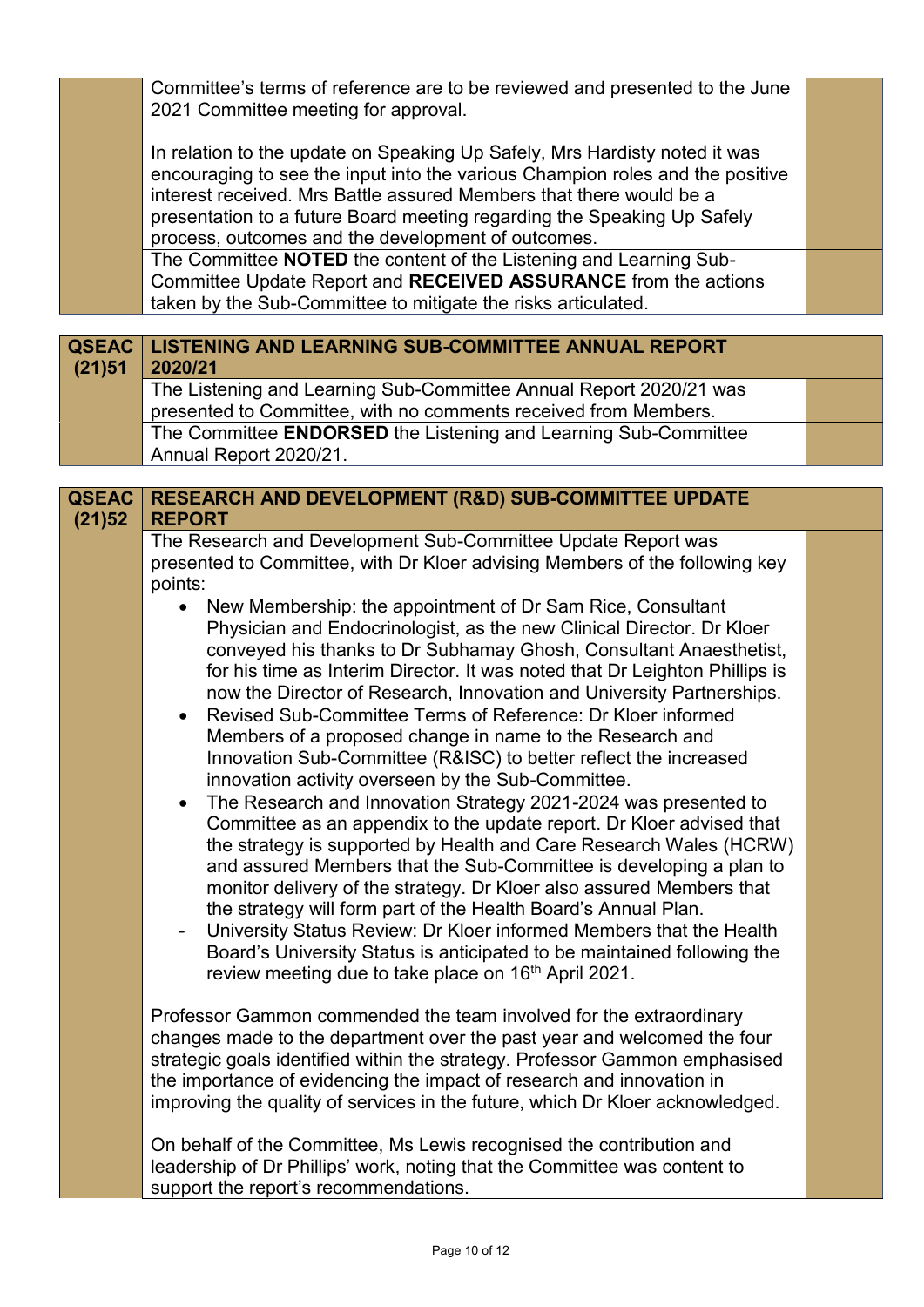| | | |
|---|---|---|
| | Committee's terms of reference are to be reviewed and presented to the June 2021 Committee meeting for approval.<br><br>In relation to the update on Speaking Up Safely, Mrs Hardisty noted it was encouraging to see the input into the various Champion roles and the positive interest received. Mrs Battle assured Members that there would be a presentation to a future Board meeting regarding the Speaking Up Safely process, outcomes and the development of outcomes. | |
| | The Committee **NOTED** the content of the Listening and Learning Sub-Committee Update Report and **RECEIVED ASSURANCE** from the actions taken by the Sub-Committee to mitigate the risks articulated. | |

| | | |
|---|---|---|
| **QSEAC (21)51** | **LISTENING AND LEARNING SUB-COMMITTEE ANNUAL REPORT 2020/21** | |
| | The Listening and Learning Sub-Committee Annual Report 2020/21 was presented to Committee, with no comments received from Members. | |
| | The Committee **ENDORSED** the Listening and Learning Sub-Committee Annual Report 2020/21. | |

| | | |
|---|---|---|
| **QSEAC (21)52** | **RESEARCH AND DEVELOPMENT (R&D) SUB-COMMITTEE UPDATE REPORT** | |
| | The Research and Development Sub-Committee Update Report was presented to Committee, with Dr Kloer advising Members of the following key points:<br>• New Membership: the appointment of Dr Sam Rice, Consultant Physician and Endocrinologist, as the new Clinical Director. Dr Kloer conveyed his thanks to Dr Subhamay Ghosh, Consultant Anaesthetist, for his time as Interim Director. It was noted that Dr Leighton Phillips is now the Director of Research, Innovation and University Partnerships.<br>• Revised Sub-Committee Terms of Reference: Dr Kloer informed Members of a proposed change in name to the Research and Innovation Sub-Committee (R&ISC) to better reflect the increased innovation activity overseen by the Sub-Committee.<br>• The Research and Innovation Strategy 2021-2024 was presented to Committee as an appendix to the update report. Dr Kloer advised that the strategy is supported by Health and Care Research Wales (HCRW) and assured Members that the Sub-Committee is developing a plan to monitor delivery of the strategy. Dr Kloer also assured Members that the strategy will form part of the Health Board's Annual Plan.<br>- University Status Review: Dr Kloer informed Members that the Health Board's University Status is anticipated to be maintained following the review meeting due to take place on 16th April 2021.<br><br>Professor Gammon commended the team involved for the extraordinary changes made to the department over the past year and welcomed the four strategic goals identified within the strategy. Professor Gammon emphasised the importance of evidencing the impact of research and innovation in improving the quality of services in the future, which Dr Kloer acknowledged.<br><br>On behalf of the Committee, Ms Lewis recognised the contribution and leadership of Dr Phillips' work, noting that the Committee was content to support the report's recommendations. | |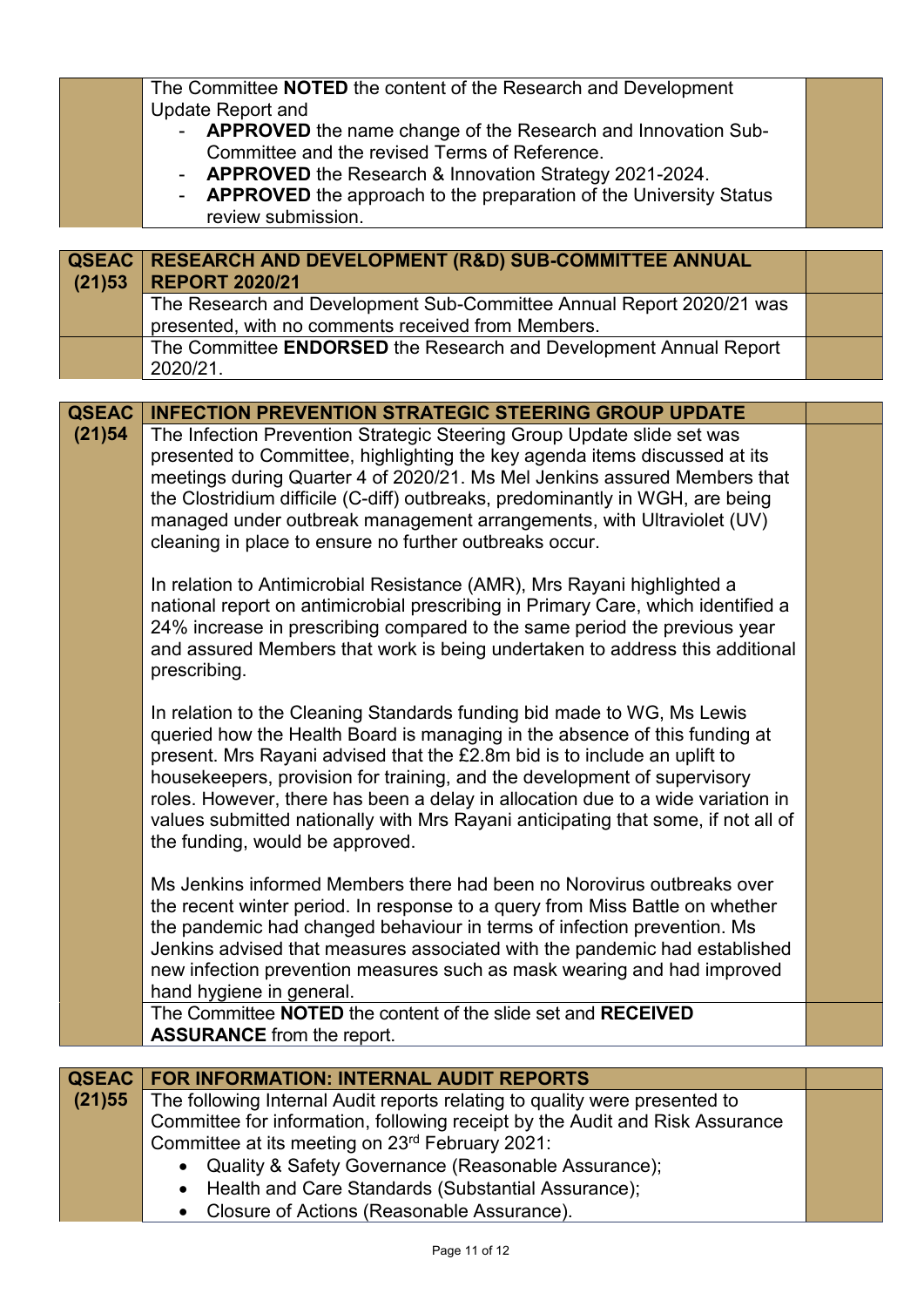| | | |
|---|---|---|
| | The Committee **NOTED** the content of the Research and Development Update Report and<br>- **APPROVED** the name change of the Research and Innovation Sub-Committee and the revised Terms of Reference.<br>- **APPROVED** the Research & Innovation Strategy 2021-2024.<br>- **APPROVED** the approach to the preparation of the University Status review submission. | |

| | | |
|---|---|---|
| **QSEAC (21)53** | **RESEARCH AND DEVELOPMENT (R&D) SUB-COMMITTEE ANNUAL REPORT 2020/21** | |
| | The Research and Development Sub-Committee Annual Report 2020/21 was presented, with no comments received from Members. | |
| | The Committee **ENDORSED** the Research and Development Annual Report 2020/21. | |

| | | |
|---|---|---|
| **QSEAC (21)54** | **INFECTION PREVENTION STRATEGIC STEERING GROUP UPDATE** | |
| | The Infection Prevention Strategic Steering Group Update slide set was presented to Committee, highlighting the key agenda items discussed at its meetings during Quarter 4 of 2020/21. Ms Mel Jenkins assured Members that the Clostridium difficile (C-diff) outbreaks, predominantly in WGH, are being managed under outbreak management arrangements, with Ultraviolet (UV) cleaning in place to ensure no further outbreaks occur.<br><br>In relation to Antimicrobial Resistance (AMR), Mrs Rayani highlighted a national report on antimicrobial prescribing in Primary Care, which identified a 24% increase in prescribing compared to the same period the previous year and assured Members that work is being undertaken to address this additional prescribing.<br><br>In relation to the Cleaning Standards funding bid made to WG, Ms Lewis queried how the Health Board is managing in the absence of this funding at present. Mrs Rayani advised that the £2.8m bid is to include an uplift to housekeepers, provision for training, and the development of supervisory roles. However, there has been a delay in allocation due to a wide variation in values submitted nationally with Mrs Rayani anticipating that some, if not all of the funding, would be approved.<br><br>Ms Jenkins informed Members there had been no Norovirus outbreaks over the recent winter period. In response to a query from Miss Battle on whether the pandemic had changed behaviour in terms of infection prevention. Ms Jenkins advised that measures associated with the pandemic had established new infection prevention measures such as mask wearing and had improved hand hygiene in general. | |
| | The Committee **NOTED** the content of the slide set and **RECEIVED ASSURANCE** from the report. | |

| | | |
|---|---|---|
| **QSEAC (21)55** | **FOR INFORMATION: INTERNAL AUDIT REPORTS** | |
| | The following Internal Audit reports relating to quality were presented to Committee for information, following receipt by the Audit and Risk Assurance Committee at its meeting on 23rd February 2021:<br>• Quality & Safety Governance (Reasonable Assurance);<br>• Health and Care Standards (Substantial Assurance);<br>• Closure of Actions (Reasonable Assurance). | |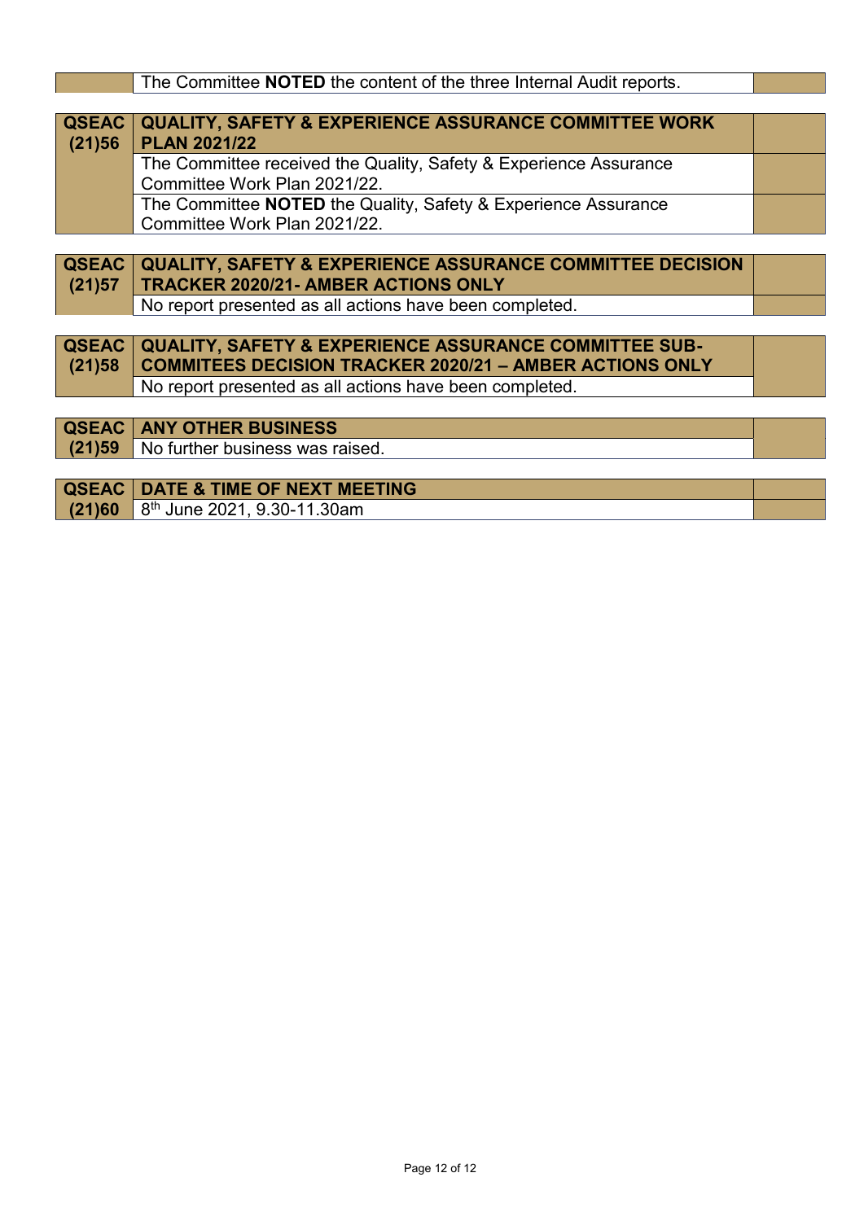| | | |
|---|---|---|
| | The Committee **NOTED** the content of the three Internal Audit reports. | |

| | | |
|---|---|---|
| **QSEAC (21)56** | **QUALITY, SAFETY & EXPERIENCE ASSURANCE COMMITTEE WORK PLAN 2021/22** | |
| | The Committee received the Quality, Safety & Experience Assurance Committee Work Plan 2021/22. | |
| | The Committee **NOTED** the Quality, Safety & Experience Assurance Committee Work Plan 2021/22. | |

| | | |
|---|---|---|
| **QSEAC (21)57** | **QUALITY, SAFETY & EXPERIENCE ASSURANCE COMMITTEE DECISION TRACKER 2020/21- AMBER ACTIONS ONLY** | |
| | No report presented as all actions have been completed. | |

| | | |
|---|---|---|
| **QSEAC (21)58** | **QUALITY, SAFETY & EXPERIENCE ASSURANCE COMMITTEE SUB-COMMITEES DECISION TRACKER 2020/21 – AMBER ACTIONS ONLY** | |
| | No report presented as all actions have been completed. | |

| | | |
|---|---|---|
| **QSEAC (21)59** | **ANY OTHER BUSINESS** | |
| | No further business was raised. | |

| | | |
|---|---|---|
| **QSEAC (21)60** | **DATE & TIME OF NEXT MEETING** | |
| | 8th June 2021, 9.30-11.30am | |